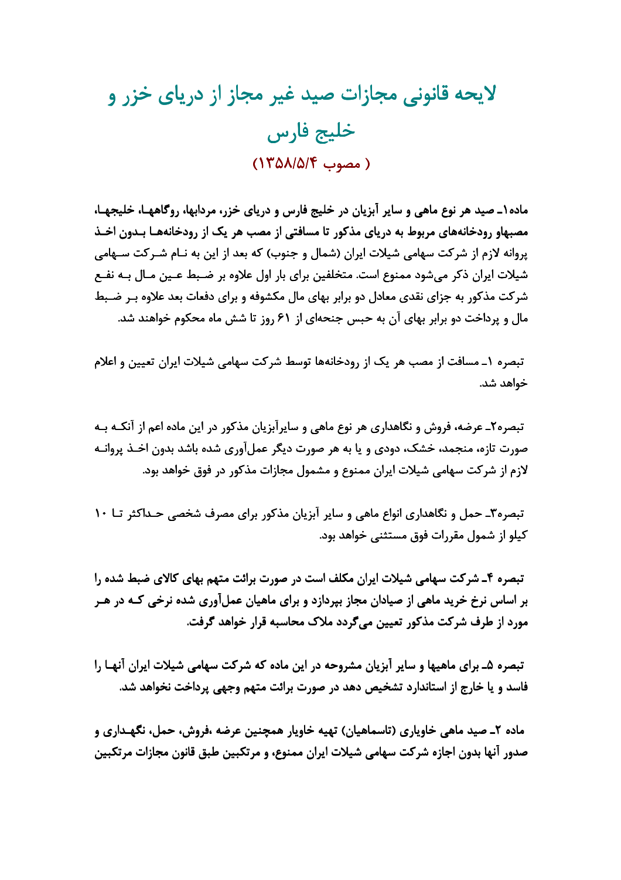# لایحه قانونی مجازات صید غیر مجاز از دریای خزر و خلیج فارس

## ( مصوب ۱۳۵۸/۵/۴)

**ماده۱ـ صید هر نوع ماهی و سایر آبزیان در خلیج فارس و دریای خزر، مردابها، روگاهها، خلیجها، مصبهاو رودخانه‌های مربوط به دریای مذکور تا مسافتی از مصب هر یک از رودخانه‌ها بدون اخذ پروانه لازم از شرکت سهامی شیلات ایران (شمال و جنوب) که بعد از این به نام شرکت سهامی شیلات ایران ذکر می‌شود ممنوع است. متخلفین برای بار اول علاوه بر ضبط عین مال به نفع شرکت مذکور به جزای نقدی معادل دو برابر بهای مال مکشوفه و برای دفعات بعد علاوه بر ضبط مال و پرداخت دو برابر بهای آن به حبس جنحه‌ای از ۶۱ روز تا شش ماه محکوم خواهند شد.**

تبصره ۱ـ مسافت از مصب هر یک از رودخانه‌ها توسط شرکت سهامی شیلات ایران تعیین و اعلام خواهد شد.

تبصره۲ـ عرضه، فروش و نگاهداری هر نوع ماهی و سایرآبزیان مذکور در این ماده اعم از آنکه به صورت تازه، منجمد، خشک، دودی و یا به هر صورت دیگر عمل‌آوری شده باشد بدون اخذ پروانه لازم از شرکت سهامی شیلات ایران ممنوع و مشمول مجازات مذکور در فوق خواهد بود.

تبصره۳ـ حمل و نگاهداری انواع ماهی و سایر آبزیان مذکور برای مصرف شخصی حداکثر تا ۱۰ کیلو از شمول مقررات فوق مستثنی خواهد بود.

**تبصره ۴ـ شرکت سهامی شیلات ایران مکلف است در صورت برائت متهم بهای کالای ضبط شده را بر اساس نرخ خرید ماهی از صیادان مجاز بپردازد و برای ماهیان عمل‌آوری شده نرخی که در هر مورد از طرف شرکت مذکور تعیین می‌گردد ملاک محاسبه قرار خواهد گرفت.**

**تبصره ۵ـ برای ماهیها و سایر آبزیان مشروحه در این ماده که شرکت سهامی شیلات ایران آنها را فاسد و یا خارج از استاندارد تشخیص دهد در صورت برائت متهم وجهی پرداخت نخواهد شد.**

**ماده ۲ـ صید ماهی خاویاری (تاسماهیان) تهیه خاویار همچنین عرضه ،فروش، حمل، نگهداری و صدور آنها بدون اجازه شرکت سهامی شیلات ایران ممنوع، و مرتکبین طبق قانون مجازات مرتکبین**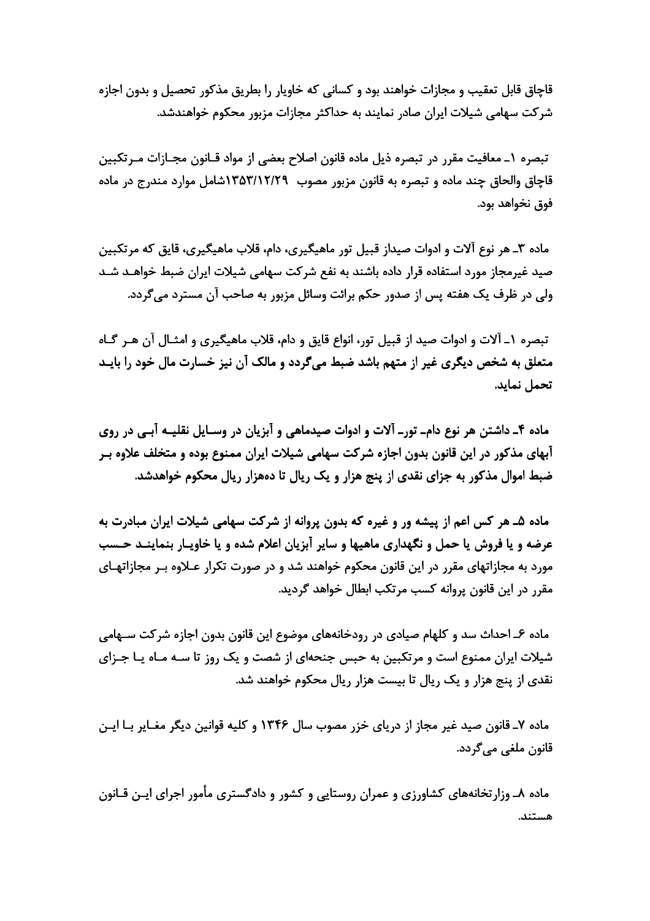قاچاق قابل تعقیب و مجازات خواهند بود و کسانی که خاویار را بطریق مذکور تحصیل و بدون اجازه شرکت سهامی شیلات ایران صادر نمایند به حداکثر مجازات مزبور محکوم خواهندشد.

تبصره ۱ـ معافیت مقرر در تبصره ذیل ماده قانون اصلاح بعضی از مواد قانون مجازات مرتکبین قاچاق والحاق چند ماده و تبصره به قانون مزبور مصوب ۱۳۵۳/۱۲/۲۹شامل موارد مندرج در ماده فوق نخواهد بود.

ماده ۳ـ هر نوع آلات و ادوات صیداز قبیل تور ماهیگیری، دام، قلاب ماهیگیری، قایق که مرتکبین صید غیرمجاز مورد استفاده قرار داده باشند به نفع شرکت سهامی شیلات ایران ضبط خواهد شد ولی در ظرف یک هفته پس از صدور حکم برائت وسائل مزبور به صاحب آن مسترد می‌گردد.

تبصره ۱ـ آلات و ادوات صید از قبیل تور، انواع قایق و دام، قلاب ماهیگیری و امثال آن هر گاه **متعلق به شخص دیگری غیر از متهم باشد ضبط می‌گردد و مالک آن نیز خسارت مال خود را باید تحمل نماید.**

**ماده ۴ـ داشتن هر نوع دام‌ـ تور‌ـ آلات و ادوات صیدماهی و آبزیان در وسایل نقلیه آبی در روی آبهای مذکور در این قانون بدون اجازه شرکت سهامی شیلات ایران ممنوع بوده و متخلف علاوه بر ضبط اموال مذکور به جزای نقدی از پنج هزار و یک ریال تا ده‌هزار ریال محکوم خواهدشد.**

**ماده ۵ـ هر کس اعم از پیشه ور و غیره که بدون پروانه از شرکت سهامی شیلات ایران مبادرت به عرضه و یا فروش یا حمل و نگهداری ماهیها و سایر آبزیان اعلام شده و یا خاویار بنمایند** حسب مورد به مجازاتهای مقرر در این قانون محکوم خواهند شد و در صورت تکرار علاوه بر مجازاتهای مقرر در این قانون پروانه کسب مرتکب ابطال خواهد گردید.

ماده ۶ـ احداث سد و کلهام صیادی در رودخانه‌های موضوع این قانون بدون اجازه شرکت سهامی شیلات ایران ممنوع است و مرتکبین به حبس جنحه‌ای از شصت و یک روز تا سه ماه یا جزای نقدی از پنج هزار و یک ریال تا بیست هزار ریال محکوم خواهند شد.

ماده ۷ـ قانون صید غیر مجاز از دریای خزر مصوب سال ۱۳۴۶ و کلیه قوانین دیگر مغایر با این قانون ملغی می‌گردد.

ماده ۸ـ وزارتخانه‌های کشاورزی و عمران روستایی و کشور و دادگستری مأمور اجرای این قانون هستند.